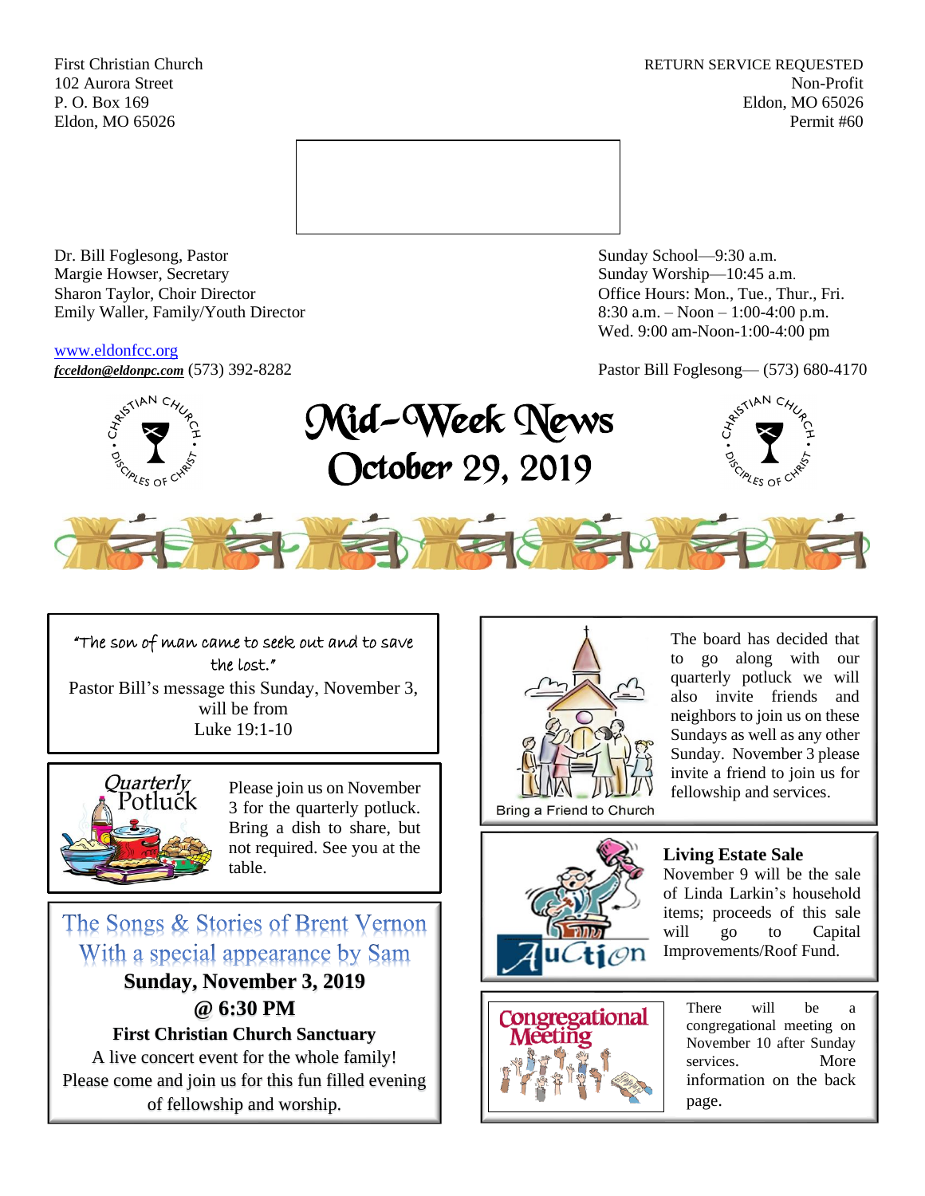First Christian Church
102 Aurora Street
P. O. Box 169
Eldon, MO 65026

RETURN SERVICE REQUESTED
Non-Profit
Eldon, MO 65026
Permit #60

Dr. Bill Foglesong, Pastor
Margie Howser, Secretary
Sharon Taylor, Choir Director
Emily Waller, Family/Youth Director

Sunday School—9:30 a.m.
Sunday Worship—10:45 a.m.
Office Hours: Mon., Tue., Thur., Fri.
8:30 a.m. – Noon – 1:00-4:00 p.m.
Wed. 9:00 am-Noon-1:00-4:00 pm

www.eldonfcc.org
*fcceldon@eldonpc.com* (573) 392-8282

Pastor Bill Foglesong— (573) 680-4170

# Mid-Week News
## October 29, 2019

"The son of man came to seek out and to save the lost."
Pastor Bill's message this Sunday, November 3, will be from
Luke 19:1-10

**Quarterly Potluck**

Please join us on November 3 for the quarterly potluck. Bring a dish to share, but not required. See you at the table.

### The Songs & Stories of Brent Vernon
### With a special appearance by Sam

**Sunday, November 3, 2019**
**@ 6:30 PM**
**First Christian Church Sanctuary**
A live concert event for the whole family!
Please come and join us for this fun filled evening of fellowship and worship.

Bring a Friend to Church

The board has decided that to go along with our quarterly potluck we will also invite friends and neighbors to join us on these Sundays as well as any other Sunday. November 3 please invite a friend to join us for fellowship and services.

Auction

**Living Estate Sale**
November 9 will be the sale of Linda Larkin's household items; proceeds of this sale will go to Capital Improvements/Roof Fund.

Congregational Meeting

There will be a congregational meeting on November 10 after Sunday services. More information on the back page.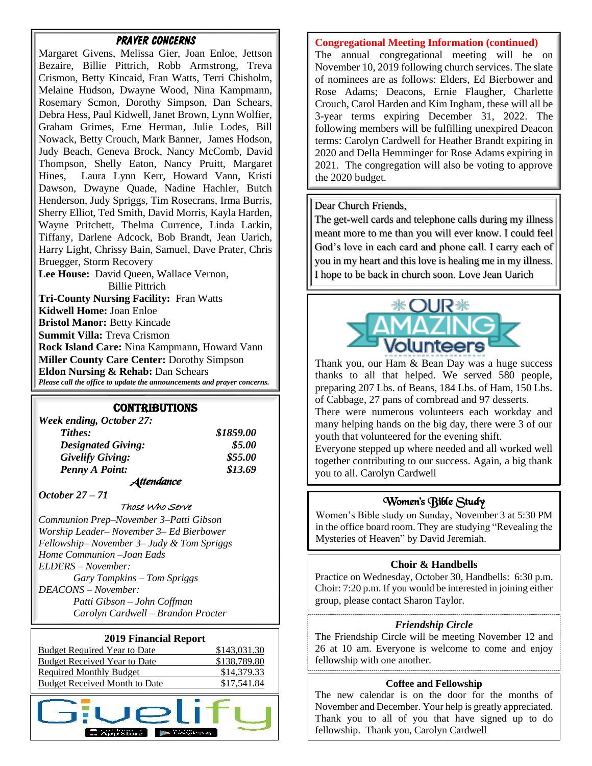## PRAYER CONCERNS

Margaret Givens, Melissa Gier, Joan Enloe, Jettson Bezaire, Billie Pittrich, Robb Armstrong, Treva Crismon, Betty Kincaid, Fran Watts, Terri Chisholm, Melaine Hudson, Dwayne Wood, Nina Kampmann, Rosemary Scmon, Dorothy Simpson, Dan Schears, Debra Hess, Paul Kidwell, Janet Brown, Lynn Wolfier, Graham Grimes, Erne Herman, Julie Lodes, Bill Nowack, Betty Crouch, Mark Banner, James Hodson, Judy Beach, Geneva Brock, Nancy McComb, David Thompson, Shelly Eaton, Nancy Pruitt, Margaret Hines, Laura Lynn Kerr, Howard Vann, Kristi Dawson, Dwayne Quade, Nadine Hachler, Butch Henderson, Judy Spriggs, Tim Rosecrans, Irma Burris, Sherry Elliot, Ted Smith, David Morris, Kayla Harden, Wayne Pritchett, Thelma Currence, Linda Larkin, Tiffany, Darlene Adcock, Bob Brandt, Jean Uarich, Harry Light, Chrissy Bain, Samuel, Dave Prater, Chris Bruegger, Storm Recovery

**Lee House:** David Queen, Wallace Vernon, Billie Pittrich
**Tri-County Nursing Facility:** Fran Watts
**Kidwell Home:** Joan Enloe
**Bristol Manor:** Betty Kincade
**Summit Villa:** Treva Crismon
**Rock Island Care:** Nina Kampmann, Howard Vann
**Miller County Care Center:** Dorothy Simpson
**Eldon Nursing & Rehab:** Dan Schears

***Please call the office to update the announcements and prayer concerns.***

## CONTRIBUTIONS

***Week ending, October 27:***

| | |
|---|---|
| ***Tithes:*** | ***$1859.00*** |
| ***Designated Giving:*** | ***$5.00*** |
| ***Givelify Giving:*** | ***$55.00*** |
| ***Penny A Point:*** | ***$13.69*** |

### *Attendance*

***October 27 – 71***

### *Those Who Serve*

*Communion Prep–November 3–Patti Gibson*
*Worship Leader– November 3– Ed Bierbower*
*Fellowship– November 3– Judy & Tom Spriggs*
*Home Communion –Joan Eads*
*ELDERS – November:*
*Gary Tompkins – Tom Spriggs*
*DEACONS – November:*
*Patti Gibson – John Coffman*
*Carolyn Cardwell – Brandon Procter*

### 2019 Financial Report

| | |
|---|---|
| Budget Required Year to Date | $143,031.30 |
| Budget Received Year to Date | $138,789.80 |
| Required Monthly Budget | $14,379.33 |
| Budget Received Month to Date | $17,541.84 |

Givelify

## Congregational Meeting Information (continued)

The annual congregational meeting will be on November 10, 2019 following church services. The slate of nominees are as follows: Elders, Ed Bierbower and Rose Adams; Deacons, Ernie Flaugher, Charlette Crouch, Carol Harden and Kim Ingham, these will all be 3-year terms expiring December 31, 2022. The following members will be fulfilling unexpired Deacon terms: Carolyn Cardwell for Heather Brandt expiring in 2020 and Della Hemminger for Rose Adams expiring in 2021. The congregation will also be voting to approve the 2020 budget.

Dear Church Friends,
The get-well cards and telephone calls during my illness meant more to me than you will ever know. I could feel God's love in each card and phone call. I carry each of you in my heart and this love is healing me in my illness. I hope to be back in church soon. Love Jean Uarich

## OUR AMAZING Volunteers

Thank you, our Ham & Bean Day was a huge success thanks to all that helped. We served 580 people, preparing 207 Lbs. of Beans, 184 Lbs. of Ham, 150 Lbs. of Cabbage, 27 pans of cornbread and 97 desserts.
There were numerous volunteers each workday and many helping hands on the big day, there were 3 of our youth that volunteered for the evening shift.
Everyone stepped up where needed and all worked well together contributing to our success. Again, a big thank you to all. Carolyn Cardwell

## Women's Bible Study

Women's Bible study on Sunday, November 3 at 5:30 PM in the office board room. They are studying "Revealing the Mysteries of Heaven" by David Jeremiah.

## Choir & Handbells

Practice on Wednesday, October 30, Handbells: 6:30 p.m. Choir: 7:20 p.m. If you would be interested in joining either group, please contact Sharon Taylor.

## *Friendship Circle*

The Friendship Circle will be meeting November 12 and 26 at 10 am. Everyone is welcome to come and enjoy fellowship with one another.

## Coffee and Fellowship

The new calendar is on the door for the months of November and December. Your help is greatly appreciated. Thank you to all of you that have signed up to do fellowship. Thank you, Carolyn Cardwell